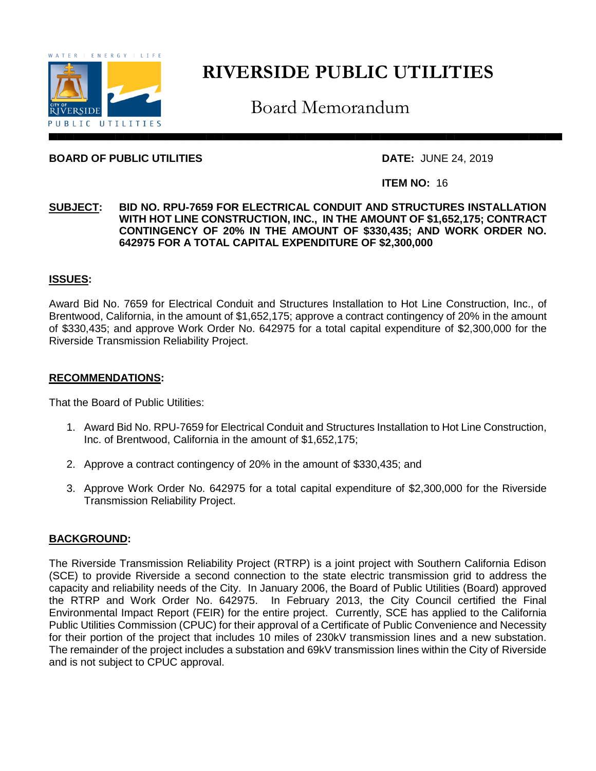# RIVERSIDE PUBLIC UTILITIES

## Board Memorandum

**BOARD OF PUBLIC UTILITIES**

**DATE:** JUNE 24, 2019

**ITEM NO:** 16

**SUBJECT:** **BID NO. RPU-7659 FOR ELECTRICAL CONDUIT AND STRUCTURES INSTALLATION WITH HOT LINE CONSTRUCTION, INC., IN THE AMOUNT OF $1,652,175; CONTRACT CONTINGENCY OF 20% IN THE AMOUNT OF $330,435; AND WORK ORDER NO. 642975 FOR A TOTAL CAPITAL EXPENDITURE OF $2,300,000**

### ISSUES:

Award Bid No. 7659 for Electrical Conduit and Structures Installation to Hot Line Construction, Inc., of Brentwood, California, in the amount of $1,652,175; approve a contract contingency of 20% in the amount of $330,435; and approve Work Order No. 642975 for a total capital expenditure of $2,300,000 for the Riverside Transmission Reliability Project.

### RECOMMENDATIONS:

That the Board of Public Utilities:

1. Award Bid No. RPU-7659 for Electrical Conduit and Structures Installation to Hot Line Construction, Inc. of Brentwood, California in the amount of $1,652,175;
2. Approve a contract contingency of 20% in the amount of $330,435; and
3. Approve Work Order No. 642975 for a total capital expenditure of $2,300,000 for the Riverside Transmission Reliability Project.

### BACKGROUND:

The Riverside Transmission Reliability Project (RTRP) is a joint project with Southern California Edison (SCE) to provide Riverside a second connection to the state electric transmission grid to address the capacity and reliability needs of the City. In January 2006, the Board of Public Utilities (Board) approved the RTRP and Work Order No. 642975. In February 2013, the City Council certified the Final Environmental Impact Report (FEIR) for the entire project. Currently, SCE has applied to the California Public Utilities Commission (CPUC) for their approval of a Certificate of Public Convenience and Necessity for their portion of the project that includes 10 miles of 230kV transmission lines and a new substation. The remainder of the project includes a substation and 69kV transmission lines within the City of Riverside and is not subject to CPUC approval.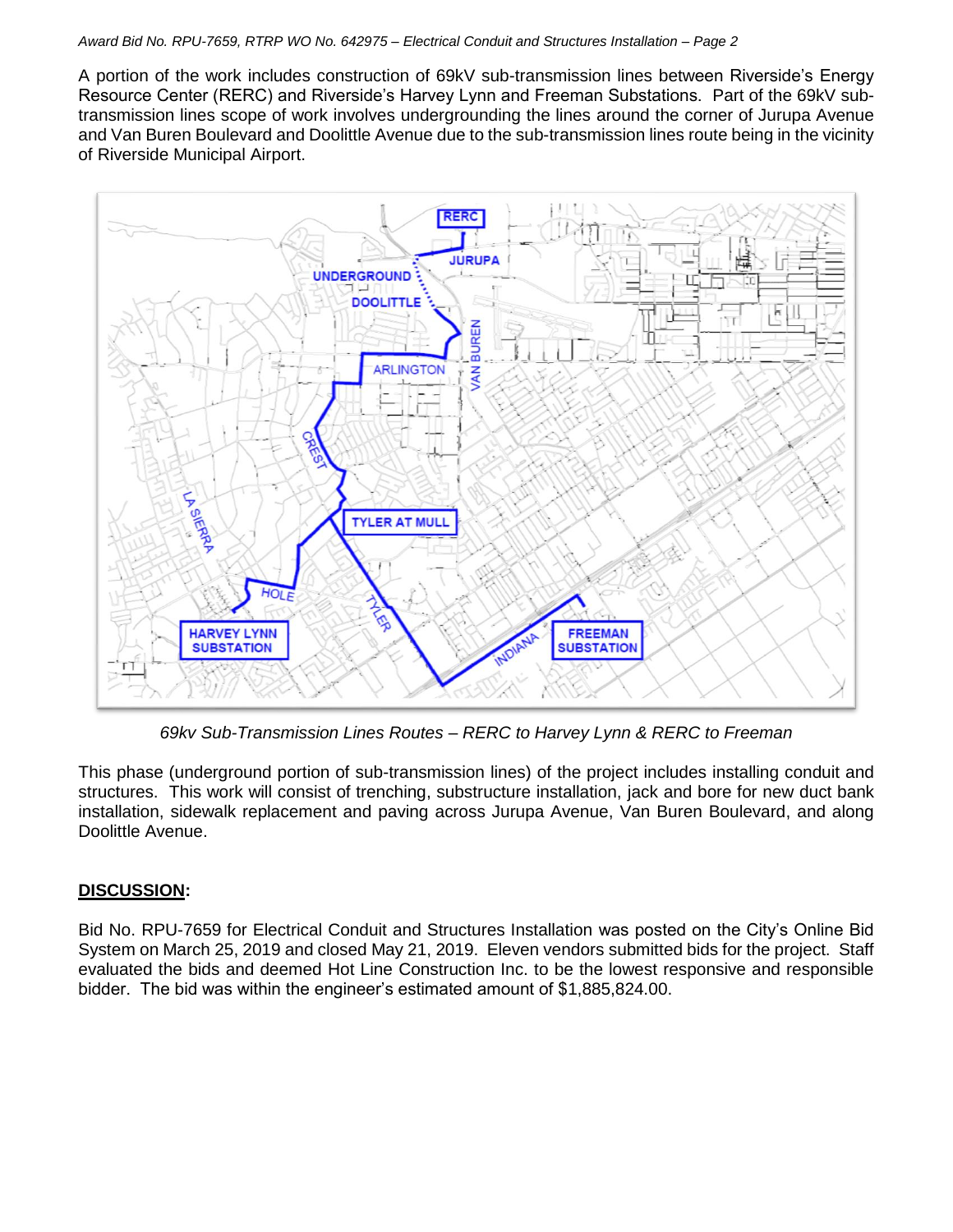A portion of the work includes construction of 69kV sub-transmission lines between Riverside's Energy Resource Center (RERC) and Riverside's Harvey Lynn and Freeman Substations. Part of the 69kV sub-transmission lines scope of work involves undergrounding the lines around the corner of Jurupa Avenue and Van Buren Boulevard and Doolittle Avenue due to the sub-transmission lines route being in the vicinity of Riverside Municipal Airport.

*69kv Sub-Transmission Lines Routes – RERC to Harvey Lynn & RERC to Freeman*

This phase (underground portion of sub-transmission lines) of the project includes installing conduit and structures. This work will consist of trenching, substructure installation, jack and bore for new duct bank installation, sidewalk replacement and paving across Jurupa Avenue, Van Buren Boulevard, and along Doolittle Avenue.

## **DISCUSSION:**

Bid No. RPU-7659 for Electrical Conduit and Structures Installation was posted on the City's Online Bid System on March 25, 2019 and closed May 21, 2019. Eleven vendors submitted bids for the project. Staff evaluated the bids and deemed Hot Line Construction Inc. to be the lowest responsive and responsible bidder. The bid was within the engineer's estimated amount of $1,885,824.00.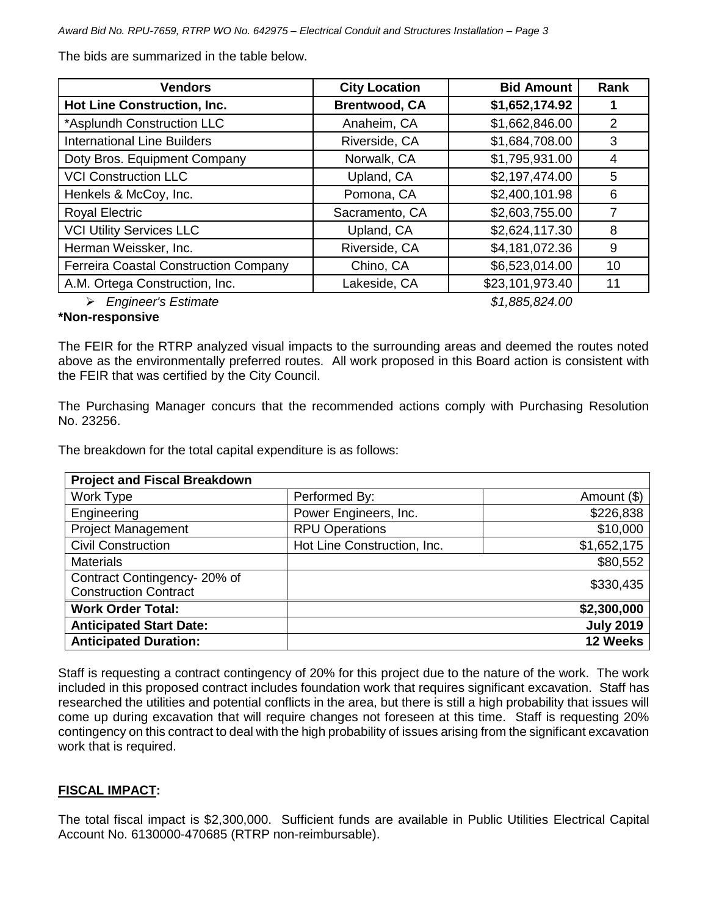The bids are summarized in the table below.

| Vendors | City Location | Bid Amount | Rank |
|---|---|---|---|
| **Hot Line Construction, Inc.** | **Brentwood, CA** | **$1,652,174.92** | **1** |
| *Asplundh Construction LLC | Anaheim, CA | $1,662,846.00 | 2 |
| International Line Builders | Riverside, CA | $1,684,708.00 | 3 |
| Doty Bros. Equipment Company | Norwalk, CA | $1,795,931.00 | 4 |
| VCI Construction LLC | Upland, CA | $2,197,474.00 | 5 |
| Henkels & McCoy, Inc. | Pomona, CA | $2,400,101.98 | 6 |
| Royal Electric | Sacramento, CA | $2,603,755.00 | 7 |
| VCI Utility Services LLC | Upland, CA | $2,624,117.30 | 8 |
| Herman Weissker, Inc. | Riverside, CA | $4,181,072.36 | 9 |
| Ferreira Coastal Construction Company | Chino, CA | $6,523,014.00 | 10 |
| A.M. Ortega Construction, Inc. | Lakeside, CA | $23,101,973.40 | 11 |

- *Engineer's Estimate* *$1,885,824.00*

**\*Non-responsive**

The FEIR for the RTRP analyzed visual impacts to the surrounding areas and deemed the routes noted above as the environmentally preferred routes. All work proposed in this Board action is consistent with the FEIR that was certified by the City Council.

The Purchasing Manager concurs that the recommended actions comply with Purchasing Resolution No. 23256.

The breakdown for the total capital expenditure is as follows:

| **Project and Fiscal Breakdown** | | |
|---|---|---|
| Work Type | Performed By: | Amount ($) |
| Engineering | Power Engineers, Inc. | $226,838 |
| Project Management | RPU Operations | $10,000 |
| Civil Construction | Hot Line Construction, Inc. | $1,652,175 |
| Materials | | $80,552 |
| Contract Contingency- 20% of Construction Contract | | $330,435 |
| **Work Order Total:** | | **$2,300,000** |
| **Anticipated Start Date:** | | **July 2019** |
| **Anticipated Duration:** | | **12 Weeks** |

Staff is requesting a contract contingency of 20% for this project due to the nature of the work. The work included in this proposed contract includes foundation work that requires significant excavation. Staff has researched the utilities and potential conflicts in the area, but there is still a high probability that issues will come up during excavation that will require changes not foreseen at this time. Staff is requesting 20% contingency on this contract to deal with the high probability of issues arising from the significant excavation work that is required.

## FISCAL IMPACT:

The total fiscal impact is $2,300,000. Sufficient funds are available in Public Utilities Electrical Capital Account No. 6130000-470685 (RTRP non-reimbursable).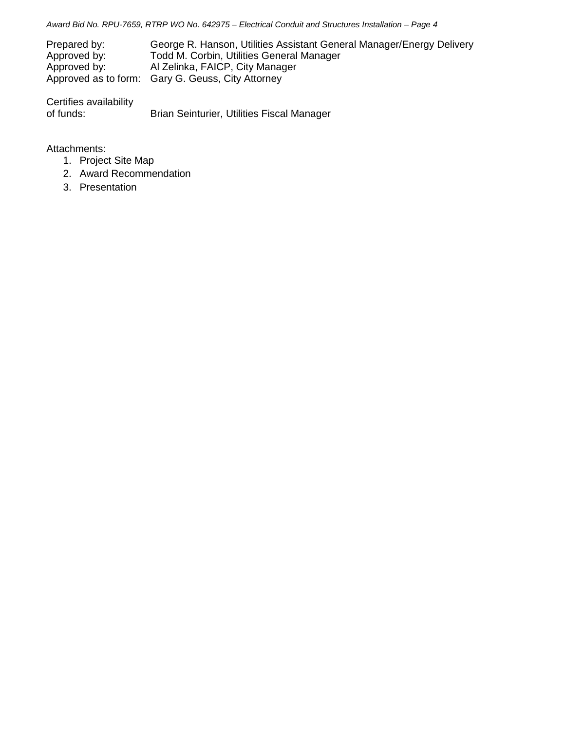| | |
|---|---|
| Prepared by: | George R. Hanson, Utilities Assistant General Manager/Energy Delivery |
| Approved by: | Todd M. Corbin, Utilities General Manager |
| Approved by: | Al Zelinka, FAICP, City Manager |
| Approved as to form: | Gary G. Geuss, City Attorney |
| Certifies availability of funds: | Brian Seinturier, Utilities Fiscal Manager |

Attachments:

1. Project Site Map
2. Award Recommendation
3. Presentation